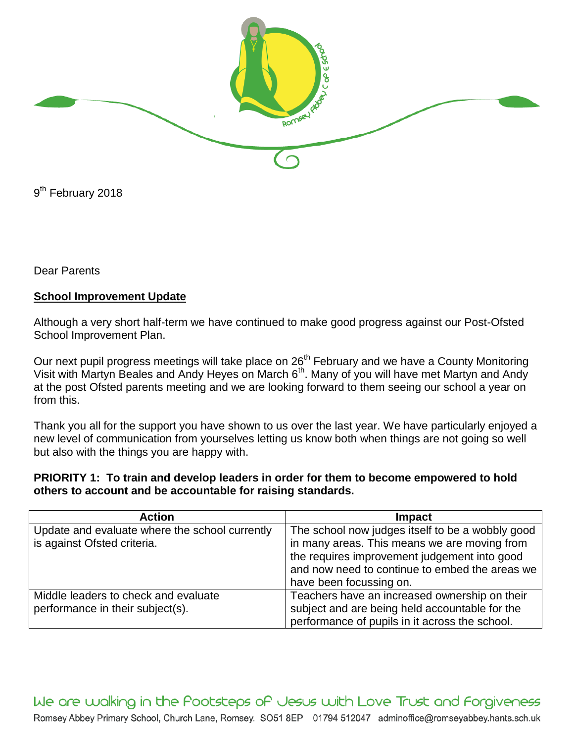9th February 2018

Dear Parents

**School Improvement Update**

Although a very short half-term we have continued to make good progress against our Post-Ofsted School Improvement Plan.

Our next pupil progress meetings will take place on 26th February and we have a County Monitoring Visit with Martyn Beales and Andy Heyes on March 6th. Many of you will have met Martyn and Andy at the post Ofsted parents meeting and we are looking forward to them seeing our school a year on from this.

Thank you all for the support you have shown to us over the last year. We have particularly enjoyed a new level of communication from yourselves letting us know both when things are not going so well but also with the things you are happy with.

**PRIORITY 1: To train and develop leaders in order for them to become empowered to hold others to account and be accountable for raising standards.**

| Action | Impact |
| --- | --- |
| Update and evaluate where the school currently is against Ofsted criteria. | The school now judges itself to be a wobbly good in many areas. This means we are moving from the requires improvement judgement into good and now need to continue to embed the areas we have been focussing on. |
| Middle leaders to check and evaluate performance in their subject(s). | Teachers have an increased ownership on their subject and are being held accountable for the performance of pupils in it across the school. |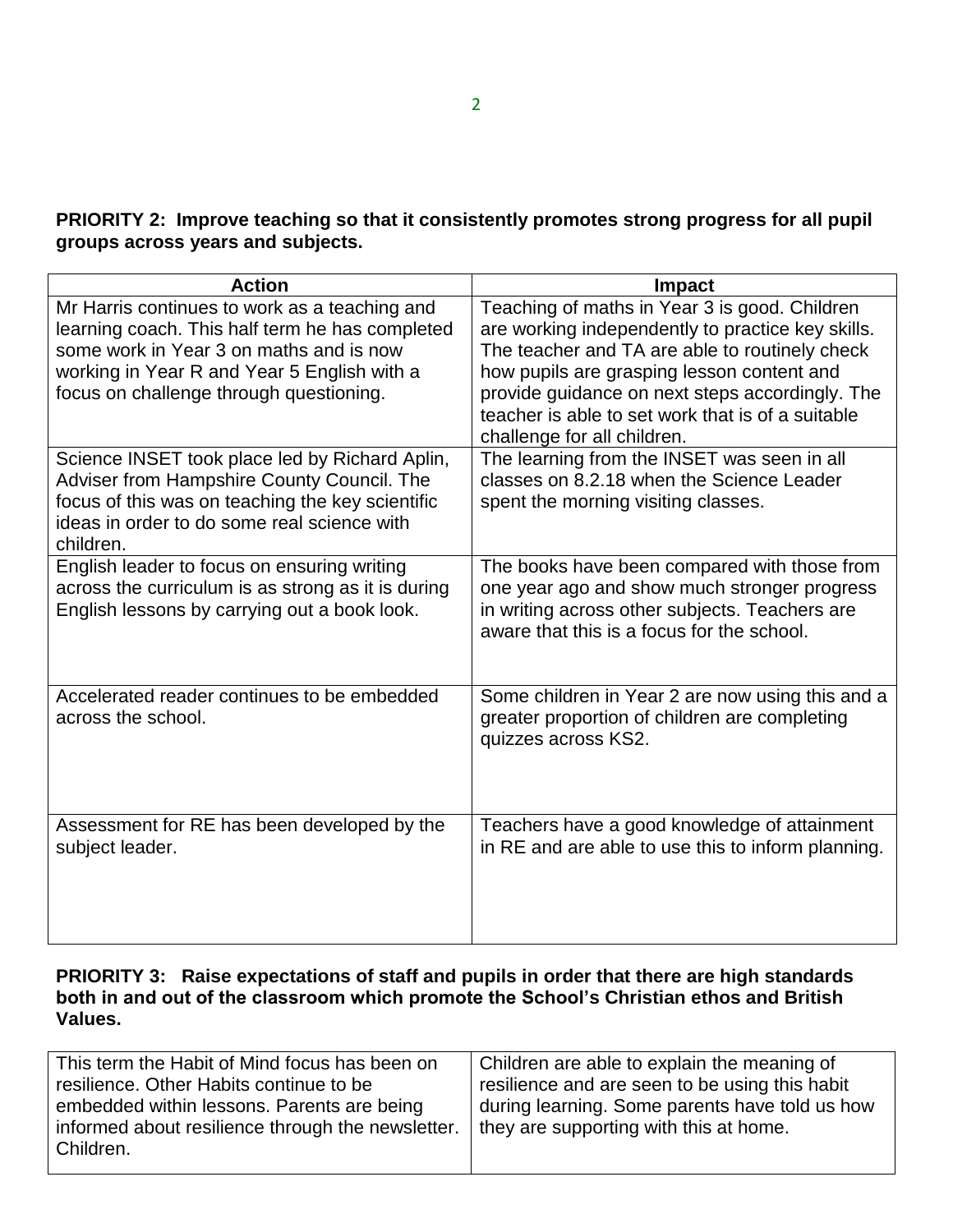**PRIORITY 2: Improve teaching so that it consistently promotes strong progress for all pupil groups across years and subjects.**

| Action | Impact |
|---|---|
| Mr Harris continues to work as a teaching and learning coach. This half term he has completed some work in Year 3 on maths and is now working in Year R and Year 5 English with a focus on challenge through questioning. | Teaching of maths in Year 3 is good. Children are working independently to practice key skills. The teacher and TA are able to routinely check how pupils are grasping lesson content and provide guidance on next steps accordingly. The teacher is able to set work that is of a suitable challenge for all children. |
| Science INSET took place led by Richard Aplin, Adviser from Hampshire County Council. The focus of this was on teaching the key scientific ideas in order to do some real science with children. | The learning from the INSET was seen in all classes on 8.2.18 when the Science Leader spent the morning visiting classes. |
| English leader to focus on ensuring writing across the curriculum is as strong as it is during English lessons by carrying out a book look. | The books have been compared with those from one year ago and show much stronger progress in writing across other subjects. Teachers are aware that this is a focus for the school. |
| Accelerated reader continues to be embedded across the school. | Some children in Year 2 are now using this and a greater proportion of children are completing quizzes across KS2. |
| Assessment for RE has been developed by the subject leader. | Teachers have a good knowledge of attainment in RE and are able to use this to inform planning. |

**PRIORITY 3: Raise expectations of staff and pupils in order that there are high standards both in and out of the classroom which promote the School's Christian ethos and British Values.**

| | |
|---|---|
| This term the Habit of Mind focus has been on resilience. Other Habits continue to be embedded within lessons. Parents are being informed about resilience through the newsletter. Children. | Children are able to explain the meaning of resilience and are seen to be using this habit during learning. Some parents have told us how they are supporting with this at home. |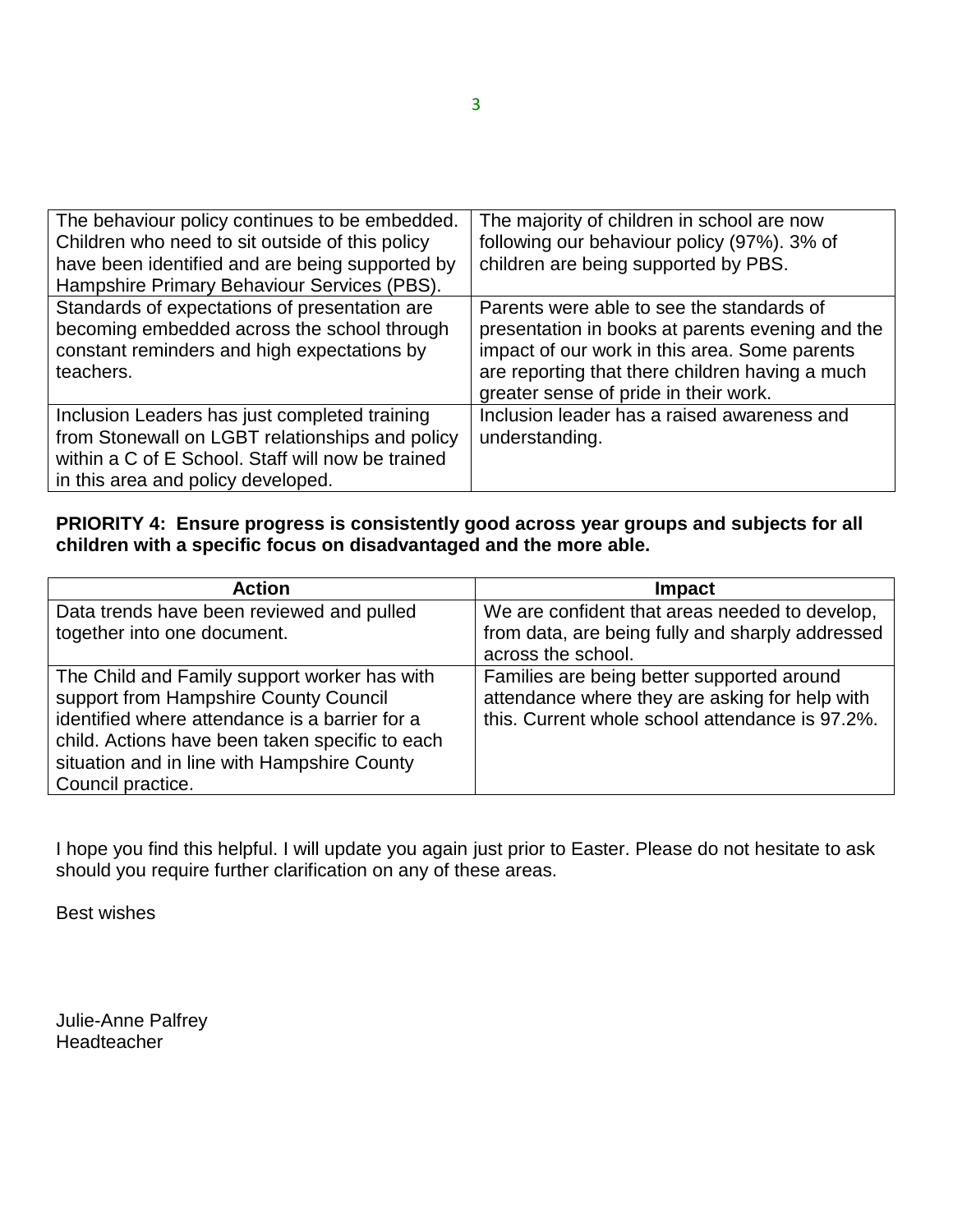| | |
|---|---|
| The behaviour policy continues to be embedded. Children who need to sit outside of this policy have been identified and are being supported by Hampshire Primary Behaviour Services (PBS). | The majority of children in school are now following our behaviour policy (97%). 3% of children are being supported by PBS. |
| Standards of expectations of presentation are becoming embedded across the school through constant reminders and high expectations by teachers. | Parents were able to see the standards of presentation in books at parents evening and the impact of our work in this area. Some parents are reporting that there children having a much greater sense of pride in their work. |
| Inclusion Leaders has just completed training from Stonewall on LGBT relationships and policy within a C of E School. Staff will now be trained in this area and policy developed. | Inclusion leader has a raised awareness and understanding. |

**PRIORITY 4: Ensure progress is consistently good across year groups and subjects for all children with a specific focus on disadvantaged and the more able.**

| Action | Impact |
|---|---|
| Data trends have been reviewed and pulled together into one document. | We are confident that areas needed to develop, from data, are being fully and sharply addressed across the school. |
| The Child and Family support worker has with support from Hampshire County Council identified where attendance is a barrier for a child. Actions have been taken specific to each situation and in line with Hampshire County Council practice. | Families are being better supported around attendance where they are asking for help with this. Current whole school attendance is 97.2%. |

I hope you find this helpful. I will update you again just prior to Easter. Please do not hesitate to ask should you require further clarification on any of these areas.

Best wishes

Julie-Anne Palfrey
Headteacher